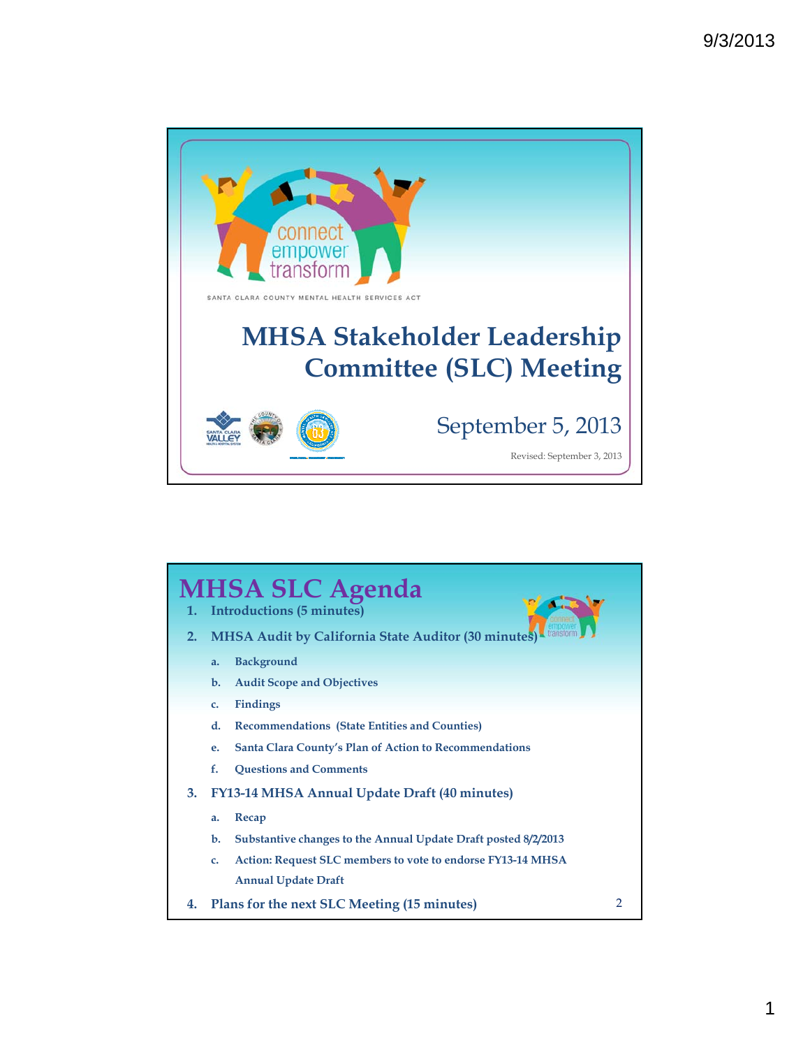connect
empower
transform

SANTA CLARA COUNTY MENTAL HEALTH SERVICES ACT

# MHSA Stakeholder Leadership Committee (SLC) Meeting

September 5, 2013

Revised: September 3, 2013

## MHSA SLC Agenda

1. **Introductions (5 minutes)**
2. **MHSA Audit by California State Auditor (30 minutes)**
   a. Background
   b. Audit Scope and Objectives
   c. Findings
   d. Recommendations (State Entities and Counties)
   e. Santa Clara County's Plan of Action to Recommendations
   f. Questions and Comments
3. **FY13-14 MHSA Annual Update Draft (40 minutes)**
   a. Recap
   b. Substantive changes to the Annual Update Draft posted 8/2/2013
   c. Action: Request SLC members to vote to endorse FY13-14 MHSA Annual Update Draft
4. **Plans for the next SLC Meeting (15 minutes)**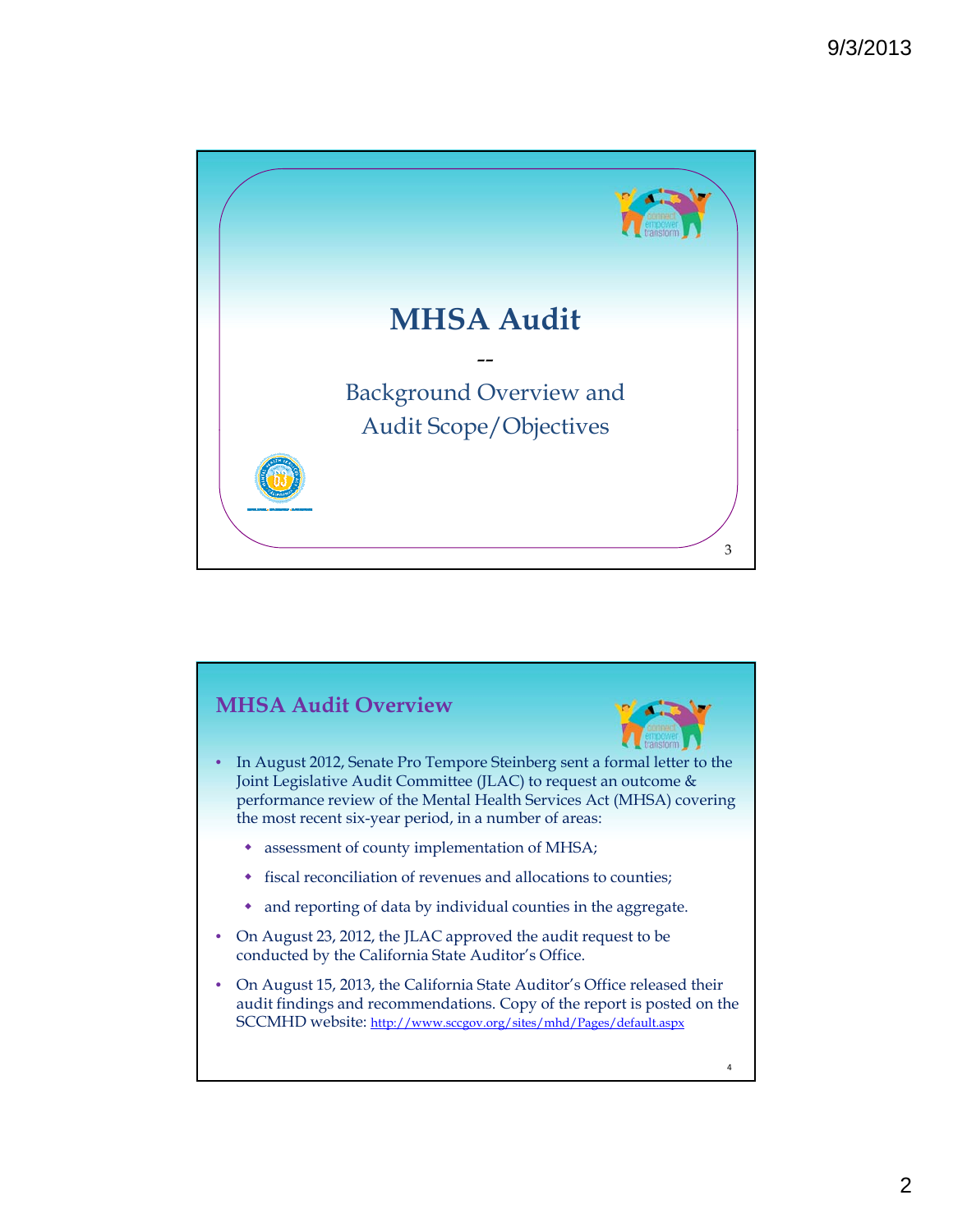# MHSA Audit

--

Background Overview and Audit Scope/Objectives

## MHSA Audit Overview

- In August 2012, Senate Pro Tempore Steinberg sent a formal letter to the Joint Legislative Audit Committee (JLAC) to request an outcome & performance review of the Mental Health Services Act (MHSA) covering the most recent six-year period, in a number of areas:
  - assessment of county implementation of MHSA;
  - fiscal reconciliation of revenues and allocations to counties;
  - and reporting of data by individual counties in the aggregate.
- On August 23, 2012, the JLAC approved the audit request to be conducted by the California State Auditor's Office.
- On August 15, 2013, the California State Auditor's Office released their audit findings and recommendations. Copy of the report is posted on the SCCMHD website: http://www.sccgov.org/sites/mhd/Pages/default.aspx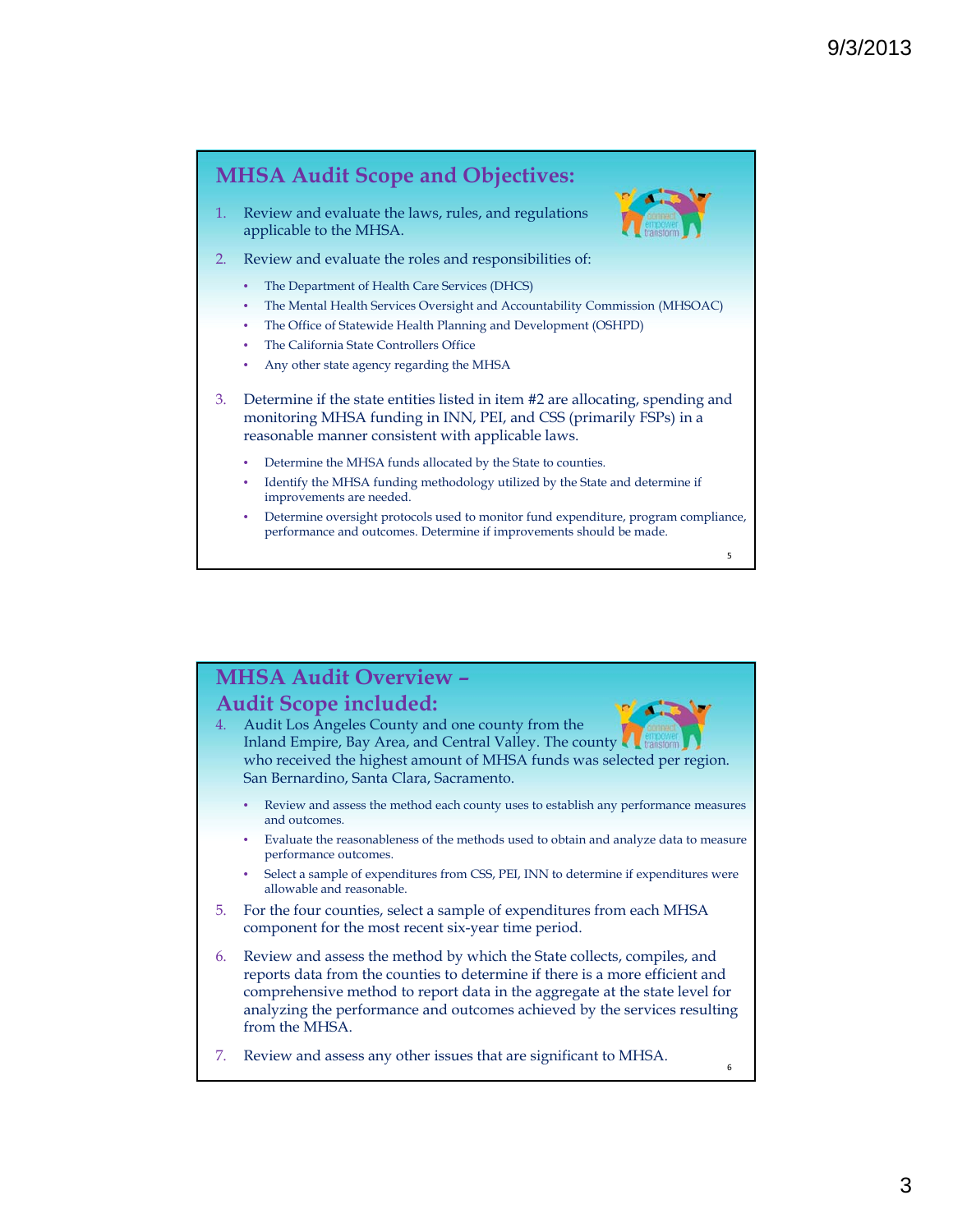## MHSA Audit Scope and Objectives:

1. Review and evaluate the laws, rules, and regulations applicable to the MHSA.
2. Review and evaluate the roles and responsibilities of:
   - The Department of Health Care Services (DHCS)
   - The Mental Health Services Oversight and Accountability Commission (MHSOAC)
   - The Office of Statewide Health Planning and Development (OSHPD)
   - The California State Controllers Office
   - Any other state agency regarding the MHSA
3. Determine if the state entities listed in item #2 are allocating, spending and monitoring MHSA funding in INN, PEI, and CSS (primarily FSPs) in a reasonable manner consistent with applicable laws.
   - Determine the MHSA funds allocated by the State to counties.
   - Identify the MHSA funding methodology utilized by the State and determine if improvements are needed.
   - Determine oversight protocols used to monitor fund expenditure, program compliance, performance and outcomes. Determine if improvements should be made.

## MHSA Audit Overview – Audit Scope included:

4. Audit Los Angeles County and one county from the Inland Empire, Bay Area, and Central Valley. The county who received the highest amount of MHSA funds was selected per region. San Bernardino, Santa Clara, Sacramento.
   - Review and assess the method each county uses to establish any performance measures and outcomes.
   - Evaluate the reasonableness of the methods used to obtain and analyze data to measure performance outcomes.
   - Select a sample of expenditures from CSS, PEI, INN to determine if expenditures were allowable and reasonable.
5. For the four counties, select a sample of expenditures from each MHSA component for the most recent six-year time period.
6. Review and assess the method by which the State collects, compiles, and reports data from the counties to determine if there is a more efficient and comprehensive method to report data in the aggregate at the state level for analyzing the performance and outcomes achieved by the services resulting from the MHSA.
7. Review and assess any other issues that are significant to MHSA.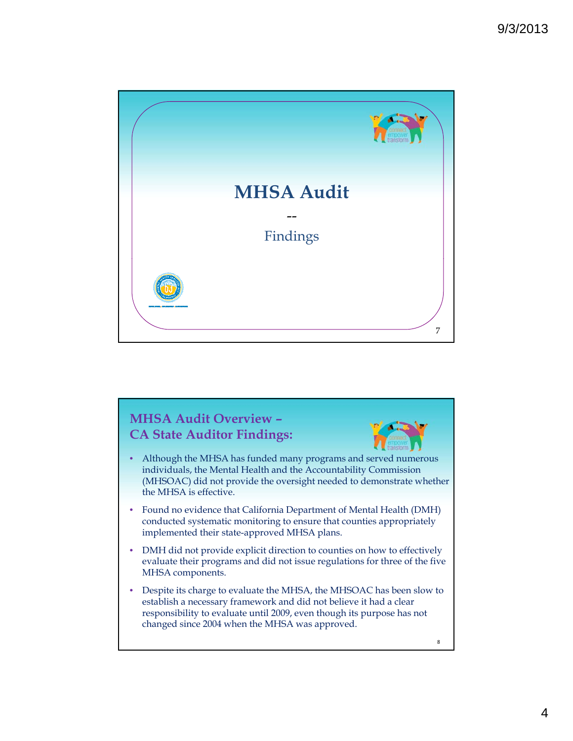# MHSA Audit

--

Findings

## MHSA Audit Overview – CA State Auditor Findings:

- Although the MHSA has funded many programs and served numerous individuals, the Mental Health and the Accountability Commission (MHSOAC) did not provide the oversight needed to demonstrate whether the MHSA is effective.
- Found no evidence that California Department of Mental Health (DMH) conducted systematic monitoring to ensure that counties appropriately implemented their state-approved MHSA plans.
- DMH did not provide explicit direction to counties on how to effectively evaluate their programs and did not issue regulations for three of the five MHSA components.
- Despite its charge to evaluate the MHSA, the MHSOAC has been slow to establish a necessary framework and did not believe it had a clear responsibility to evaluate until 2009, even though its purpose has not changed since 2004 when the MHSA was approved.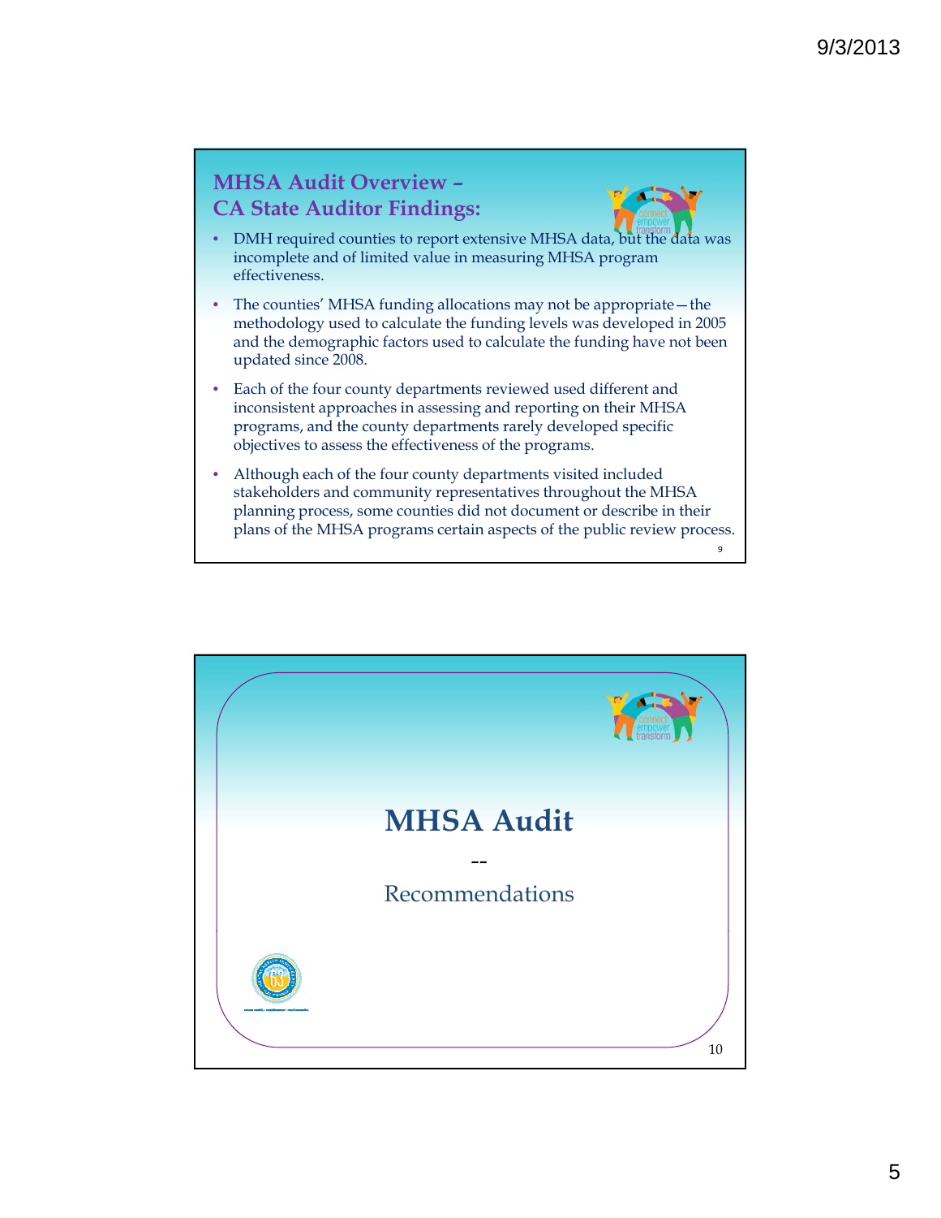## MHSA Audit Overview – CA State Auditor Findings:

- DMH required counties to report extensive MHSA data, but the data was incomplete and of limited value in measuring MHSA program effectiveness.
- The counties' MHSA funding allocations may not be appropriate—the methodology used to calculate the funding levels was developed in 2005 and the demographic factors used to calculate the funding have not been updated since 2008.
- Each of the four county departments reviewed used different and inconsistent approaches in assessing and reporting on their MHSA programs, and the county departments rarely developed specific objectives to assess the effectiveness of the programs.
- Although each of the four county departments visited included stakeholders and community representatives throughout the MHSA planning process, some counties did not document or describe in their plans of the MHSA programs certain aspects of the public review process.

# MHSA Audit

--

Recommendations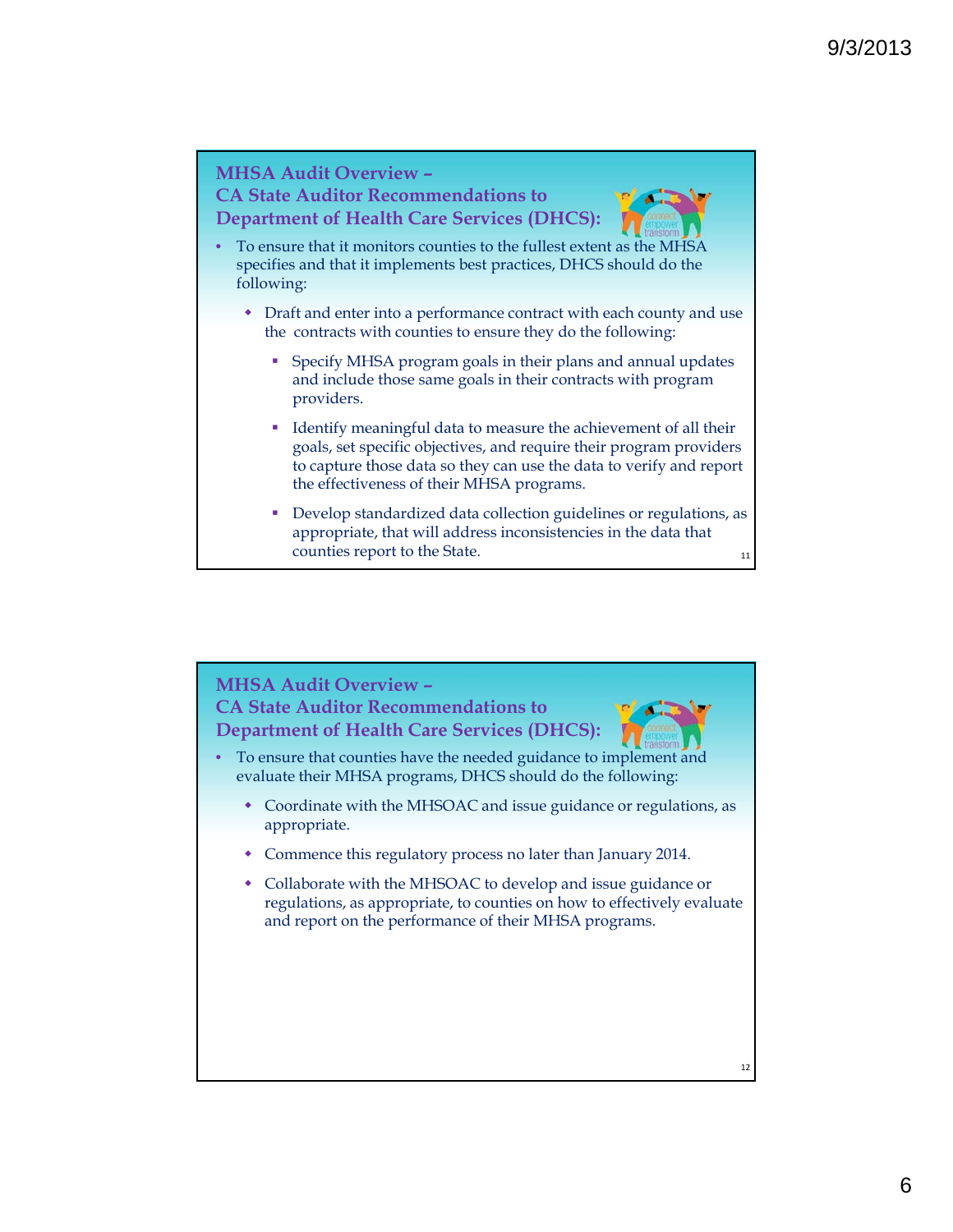## MHSA Audit Overview – CA State Auditor Recommendations to Department of Health Care Services (DHCS):

- To ensure that it monitors counties to the fullest extent as the MHSA specifies and that it implements best practices, DHCS should do the following:
  - Draft and enter into a performance contract with each county and use the contracts with counties to ensure they do the following:
    - Specify MHSA program goals in their plans and annual updates and include those same goals in their contracts with program providers.
    - Identify meaningful data to measure the achievement of all their goals, set specific objectives, and require their program providers to capture those data so they can use the data to verify and report the effectiveness of their MHSA programs.
    - Develop standardized data collection guidelines or regulations, as appropriate, that will address inconsistencies in the data that counties report to the State.

## MHSA Audit Overview – CA State Auditor Recommendations to Department of Health Care Services (DHCS):

- To ensure that counties have the needed guidance to implement and evaluate their MHSA programs, DHCS should do the following:
  - Coordinate with the MHSOAC and issue guidance or regulations, as appropriate.
  - Commence this regulatory process no later than January 2014.
  - Collaborate with the MHSOAC to develop and issue guidance or regulations, as appropriate, to counties on how to effectively evaluate and report on the performance of their MHSA programs.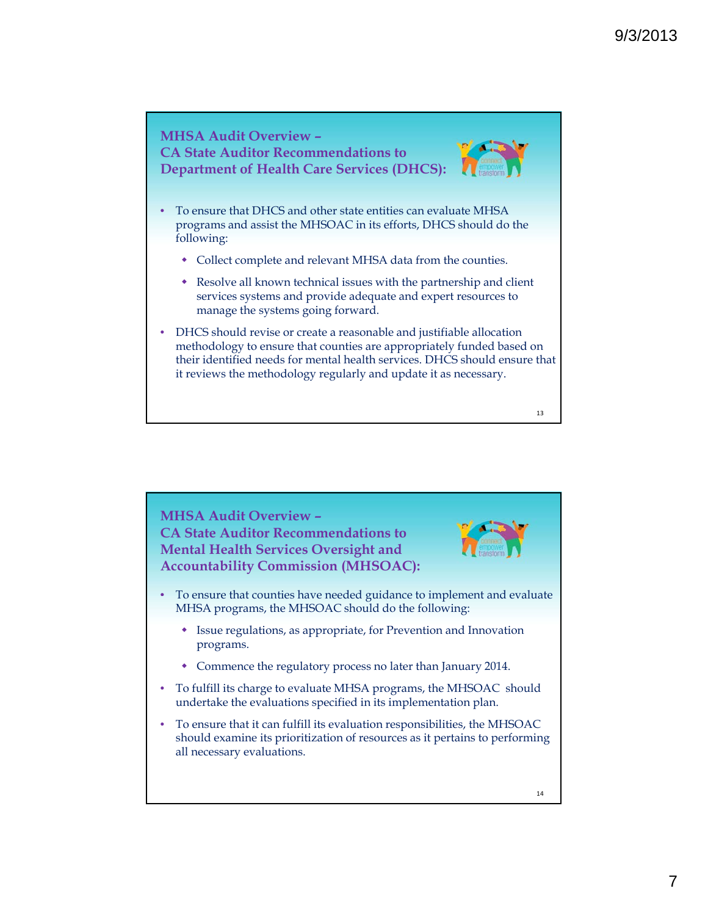## MHSA Audit Overview – CA State Auditor Recommendations to Department of Health Care Services (DHCS):

- To ensure that DHCS and other state entities can evaluate MHSA programs and assist the MHSOAC in its efforts, DHCS should do the following:
  - Collect complete and relevant MHSA data from the counties.
  - Resolve all known technical issues with the partnership and client services systems and provide adequate and expert resources to manage the systems going forward.
- DHCS should revise or create a reasonable and justifiable allocation methodology to ensure that counties are appropriately funded based on their identified needs for mental health services. DHCS should ensure that it reviews the methodology regularly and update it as necessary.

## MHSA Audit Overview – CA State Auditor Recommendations to Mental Health Services Oversight and Accountability Commission (MHSOAC):

- To ensure that counties have needed guidance to implement and evaluate MHSA programs, the MHSOAC should do the following:
  - Issue regulations, as appropriate, for Prevention and Innovation programs.
  - Commence the regulatory process no later than January 2014.
- To fulfill its charge to evaluate MHSA programs, the MHSOAC should undertake the evaluations specified in its implementation plan.
- To ensure that it can fulfill its evaluation responsibilities, the MHSOAC should examine its prioritization of resources as it pertains to performing all necessary evaluations.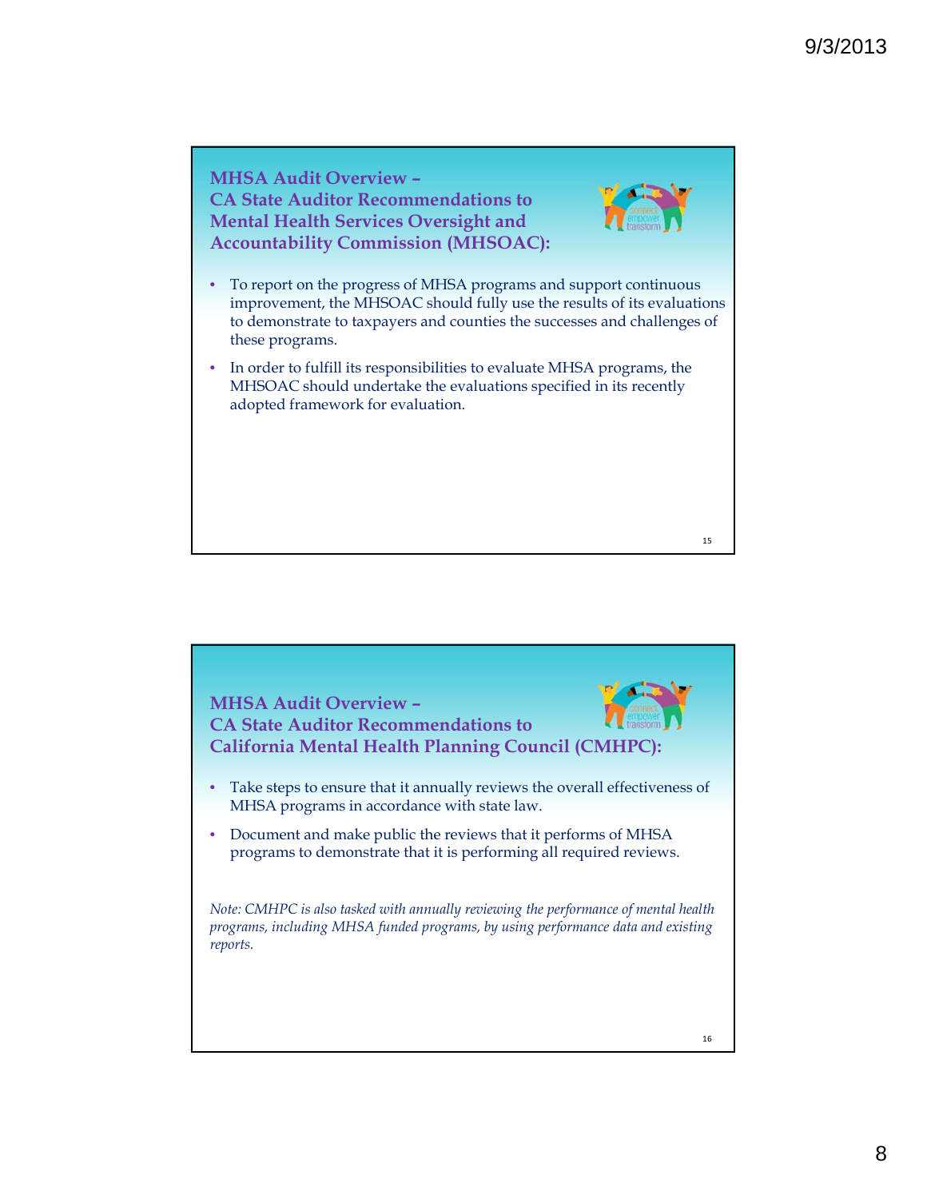## MHSA Audit Overview – CA State Auditor Recommendations to Mental Health Services Oversight and Accountability Commission (MHSOAC):

- To report on the progress of MHSA programs and support continuous improvement, the MHSOAC should fully use the results of its evaluations to demonstrate to taxpayers and counties the successes and challenges of these programs.
- In order to fulfill its responsibilities to evaluate MHSA programs, the MHSOAC should undertake the evaluations specified in its recently adopted framework for evaluation.

## MHSA Audit Overview – CA State Auditor Recommendations to California Mental Health Planning Council (CMHPC):

- Take steps to ensure that it annually reviews the overall effectiveness of MHSA programs in accordance with state law.
- Document and make public the reviews that it performs of MHSA programs to demonstrate that it is performing all required reviews.

*Note: CMHPC is also tasked with annually reviewing the performance of mental health programs, including MHSA funded programs, by using performance data and existing reports.*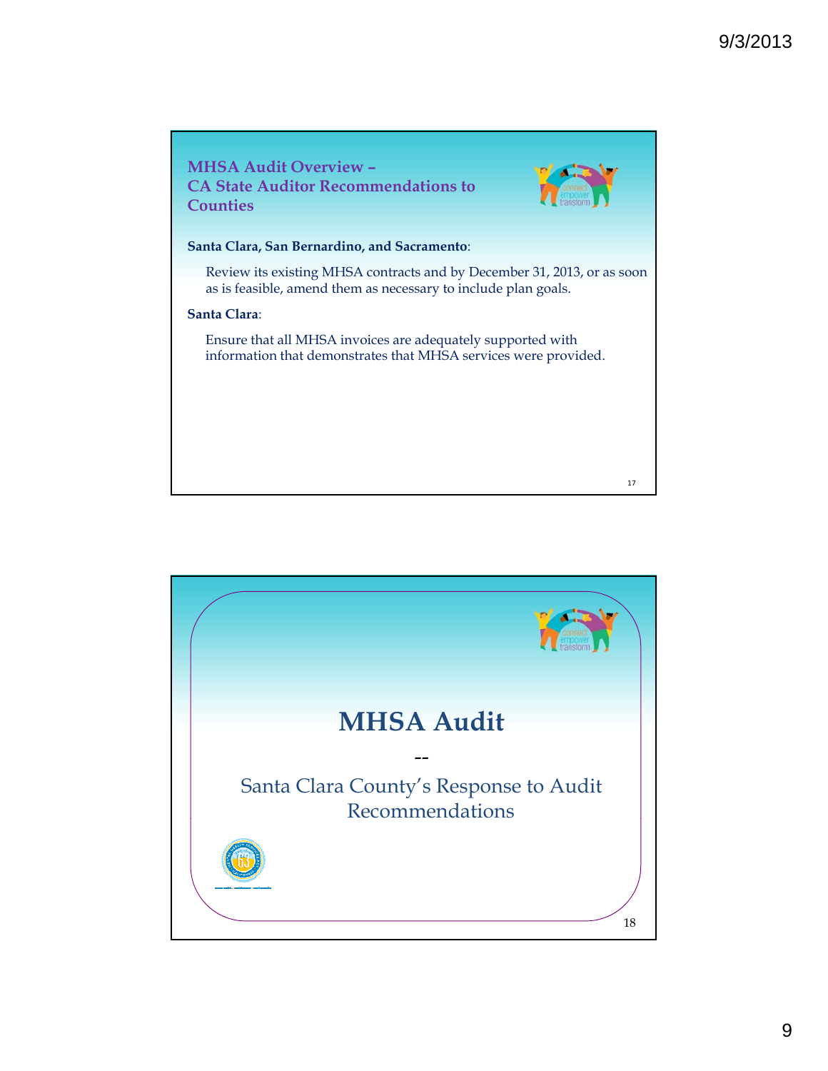## MHSA Audit Overview – CA State Auditor Recommendations to Counties

**Santa Clara, San Bernardino, and Sacramento**:

Review its existing MHSA contracts and by December 31, 2013, or as soon as is feasible, amend them as necessary to include plan goals.

**Santa Clara**:

Ensure that all MHSA invoices are adequately supported with information that demonstrates that MHSA services were provided.

# MHSA Audit

--

Santa Clara County's Response to Audit Recommendations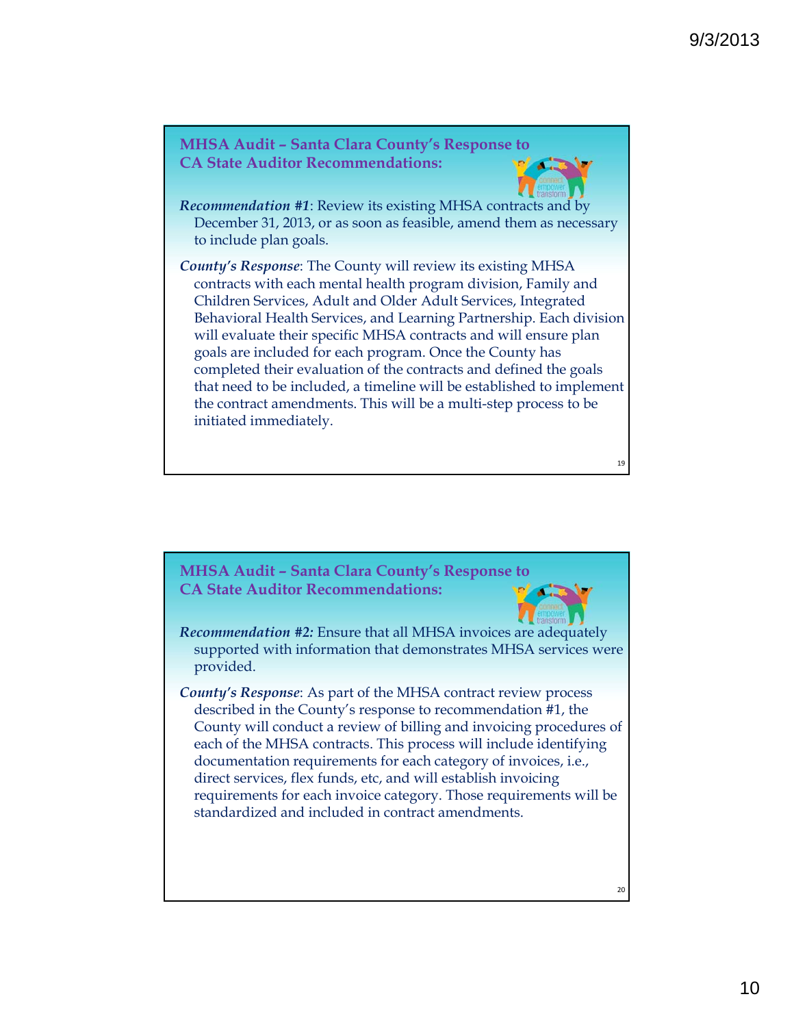## MHSA Audit – Santa Clara County's Response to CA State Auditor Recommendations:

***Recommendation #1***: Review its existing MHSA contracts and by December 31, 2013, or as soon as feasible, amend them as necessary to include plan goals.

***County's Response***: The County will review its existing MHSA contracts with each mental health program division, Family and Children Services, Adult and Older Adult Services, Integrated Behavioral Health Services, and Learning Partnership. Each division will evaluate their specific MHSA contracts and will ensure plan goals are included for each program. Once the County has completed their evaluation of the contracts and defined the goals that need to be included, a timeline will be established to implement the contract amendments. This will be a multi-step process to be initiated immediately.

## MHSA Audit – Santa Clara County's Response to CA State Auditor Recommendations:

***Recommendation #2:*** Ensure that all MHSA invoices are adequately supported with information that demonstrates MHSA services were provided.

***County's Response***: As part of the MHSA contract review process described in the County's response to recommendation #1, the County will conduct a review of billing and invoicing procedures of each of the MHSA contracts. This process will include identifying documentation requirements for each category of invoices, i.e., direct services, flex funds, etc, and will establish invoicing requirements for each invoice category. Those requirements will be standardized and included in contract amendments.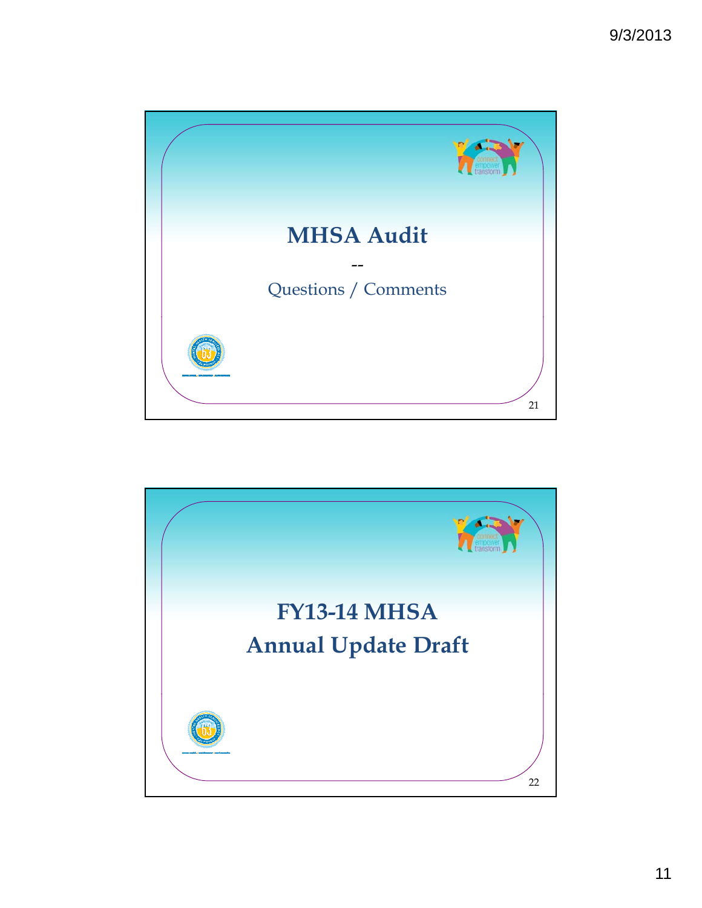# MHSA Audit

--

Questions / Comments

# FY13-14 MHSA Annual Update Draft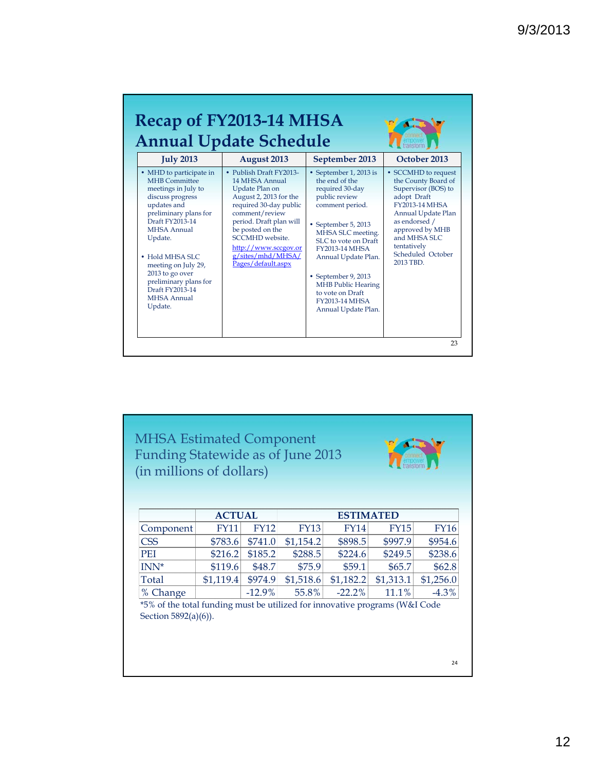## Recap of FY2013-14 MHSA Annual Update Schedule

| July 2013 | August 2013 | September 2013 | October 2013 |
|---|---|---|---|
| • MHD to participate in MHB Committee meetings in July to discuss progress updates and preliminary plans for Draft FY2013-14 MHSA Annual Update.<br><br>• Hold MHSA SLC meeting on July 29, 2013 to go over preliminary plans for Draft FY2013-14 MHSA Annual Update. | • Publish Draft FY2013-14 MHSA Annual Update Plan on August 2, 2013 for the required 30-day public comment/review period. Draft plan will be posted on the SCCMHD website. http://www.sccgov.org/sites/mhd/MHSA/Pages/default.aspx | • September 1, 2013 is the end of the required 30-day public review comment period.<br><br>• September 5, 2013 MHSA SLC meeting. SLC to vote on Draft FY2013-14 MHSA Annual Update Plan.<br><br>• September 9, 2013 MHB Public Hearing to vote on Draft FY2013-14 MHSA Annual Update Plan. | • SCCMHD to request the County Board of Supervisor (BOS) to adopt Draft FY2013-14 MHSA Annual Update Plan as endorsed / approved by MHB and MHSA SLC tentatively Scheduled October 2013 TBD. |

## MHSA Estimated Component Funding Statewide as of June 2013 (in millions of dollars)

| | ACTUAL | | ESTIMATED | | | |
|---|---|---|---|---|---|---|
| Component | FY11 | FY12 | FY13 | FY14 | FY15 | FY16 |
| CSS | $783.6 | $741.0 | $1,154.2 | $898.5 | $997.9 | $954.6 |
| PEI | $216.2 | $185.2 | $288.5 | $224.6 | $249.5 | $238.6 |
| INN* | $119.6 | $48.7 | $75.9 | $59.1 | $65.7 | $62.8 |
| Total | $1,119.4 | $974.9 | $1,518.6 | $1,182.2 | $1,313.1 | $1,256.0 |
| % Change | | -12.9% | 55.8% | -22.2% | 11.1% | -4.3% |

*5% of the total funding must be utilized for innovative programs (W&I Code Section 5892(a)(6)).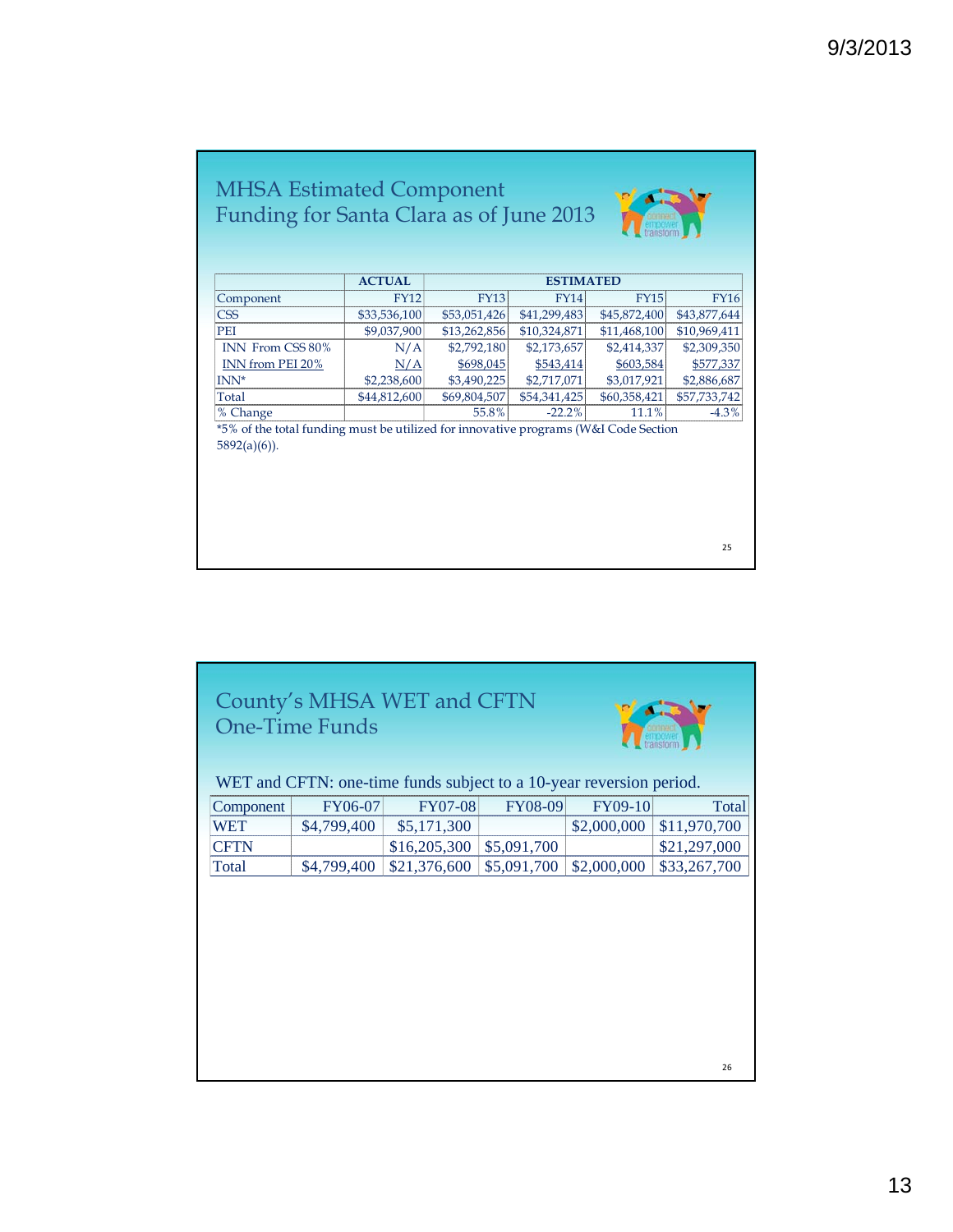## MHSA Estimated Component Funding for Santa Clara as of June 2013

| | ACTUAL | ESTIMATED | | | |
|---|---|---|---|---|---|
| Component | FY12 | FY13 | FY14 | FY15 | FY16 |
| CSS | $33,536,100 | $53,051,426 | $41,299,483 | $45,872,400 | $43,877,644 |
| PEI | $9,037,900 | $13,262,856 | $10,324,871 | $11,468,100 | $10,969,411 |
| INN From CSS 80% | N/A | $2,792,180 | $2,173,657 | $2,414,337 | $2,309,350 |
| INN from PEI 20% | N/A | $698,045 | $543,414 | $603,584 | $577,337 |
| INN* | $2,238,600 | $3,490,225 | $2,717,071 | $3,017,921 | $2,886,687 |
| Total | $44,812,600 | $69,804,507 | $54,341,425 | $60,358,421 | $57,733,742 |
| % Change | | 55.8% | -22.2% | 11.1% | -4.3% |

*5% of the total funding must be utilized for innovative programs (W&I Code Section 5892(a)(6)).

## County's MHSA WET and CFTN One-Time Funds

WET and CFTN: one-time funds subject to a 10-year reversion period.

| Component | FY06-07 | FY07-08 | FY08-09 | FY09-10 | Total |
|---|---|---|---|---|---|
| WET | $4,799,400 | $5,171,300 | | $2,000,000 | $11,970,700 |
| CFTN | | $16,205,300 | $5,091,700 | | $21,297,000 |
| Total | $4,799,400 | $21,376,600 | $5,091,700 | $2,000,000 | $33,267,700 |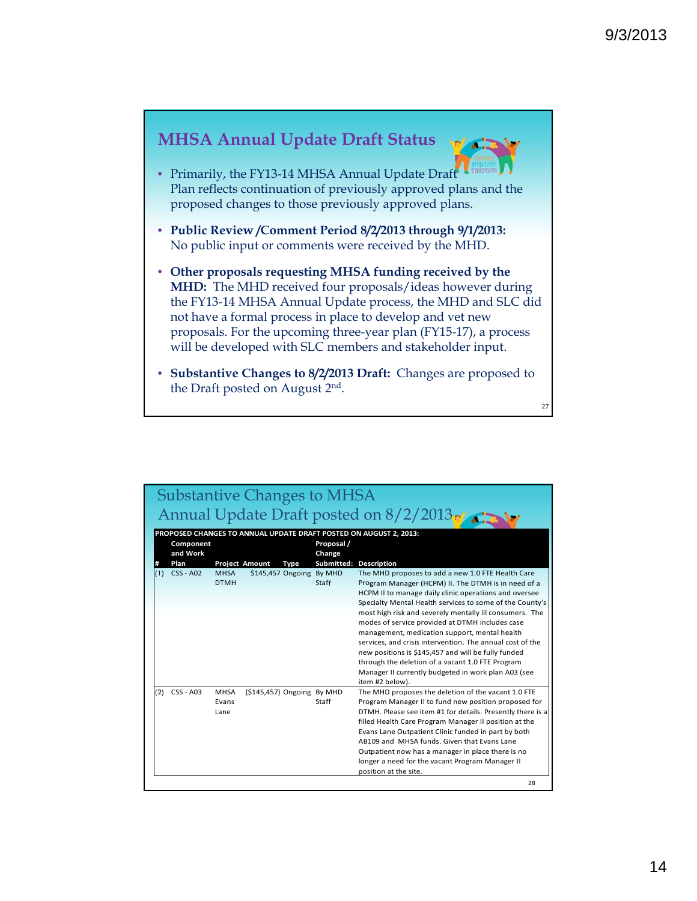## MHSA Annual Update Draft Status

- Primarily, the FY13-14 MHSA Annual Update Draft Plan reflects continuation of previously approved plans and the proposed changes to those previously approved plans.
- **Public Review /Comment Period 8/2/2013 through 9/1/2013:** No public input or comments were received by the MHD.
- **Other proposals requesting MHSA funding received by the MHD:** The MHD received four proposals/ideas however during the FY13-14 MHSA Annual Update process, the MHD and SLC did not have a formal process in place to develop and vet new proposals. For the upcoming three-year plan (FY15-17), a process will be developed with SLC members and stakeholder input.
- **Substantive Changes to 8/2/2013 Draft:** Changes are proposed to the Draft posted on August 2nd.

## Substantive Changes to MHSA Annual Update Draft posted on 8/2/2013

**PROPOSED CHANGES TO ANNUAL UPDATE DRAFT POSTED ON AUGUST 2, 2013:**

| # | Component and Work Plan | Project | Amount | Type | Proposal / Change Submitted: | Description |
|---|---|---|---|---|---|---|
| (1) | CSS - A02 | MHSA DTMH | $145,457 | Ongoing | By MHD Staff | The MHD proposes to add a new 1.0 FTE Health Care Program Manager (HCPM) II. The DTMH is in need of a HCPM II to manage daily clinic operations and oversee Specialty Mental Health services to some of the County's most high risk and severely mentally ill consumers. The modes of service provided at DTMH includes case management, medication support, mental health services, and crisis intervention. The annual cost of the new positions is $145,457 and will be fully funded through the deletion of a vacant 1.0 FTE Program Manager II currently budgeted in work plan A03 (see item #2 below). |
| (2) | CSS - A03 | MHSA Evans Lane | ($145,457) | Ongoing | By MHD Staff | The MHD proposes the deletion of the vacant 1.0 FTE Program Manager II to fund new position proposed for DTMH. Please see item #1 for details. Presently there is a filled Health Care Program Manager II position at the Evans Lane Outpatient Clinic funded in part by both AB109 and MHSA funds. Given that Evans Lane Outpatient now has a manager in place there is no longer a need for the vacant Program Manager II position at the site. |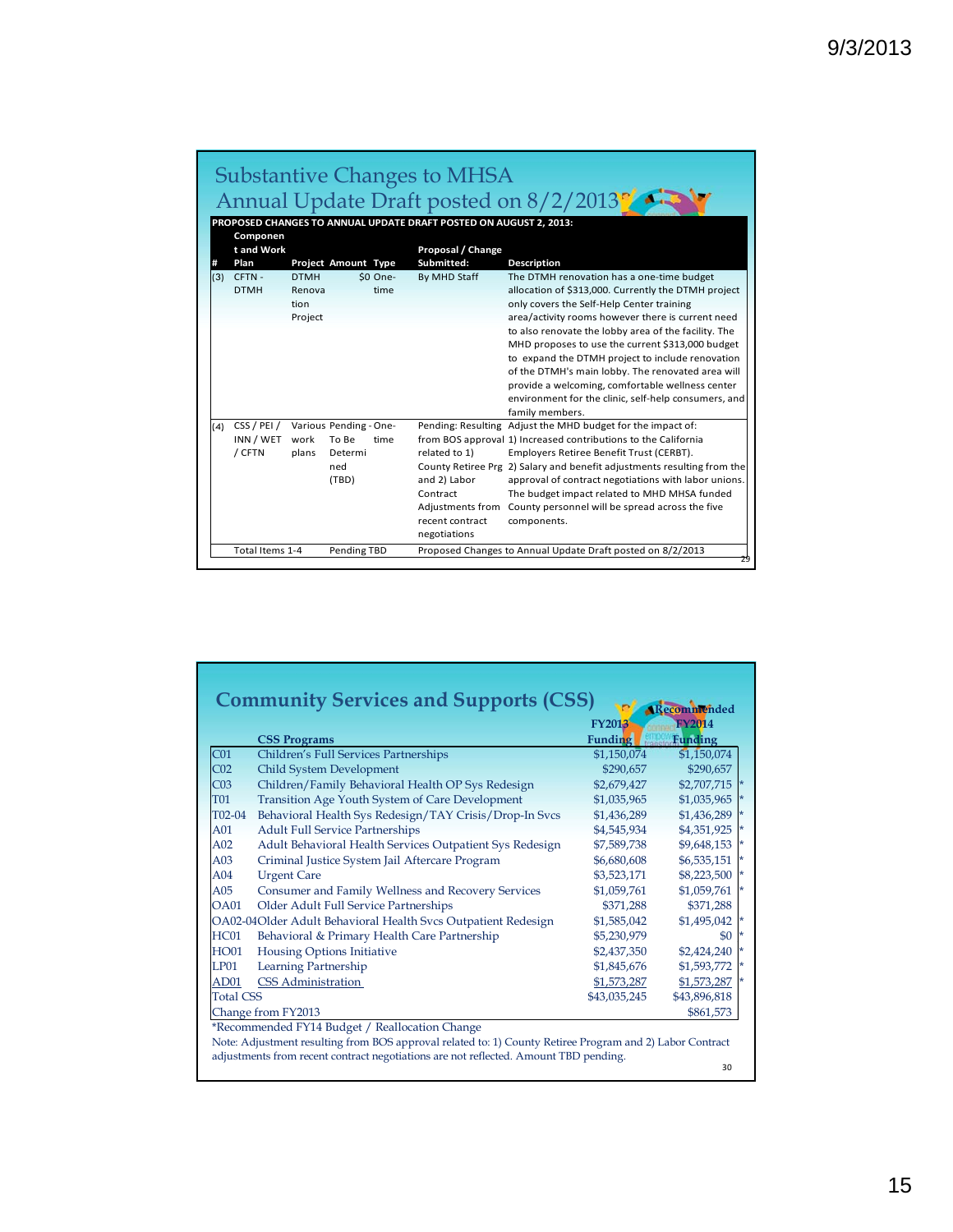## Substantive Changes to MHSA Annual Update Draft posted on 8/2/2013

**PROPOSED CHANGES TO ANNUAL UPDATE DRAFT POSTED ON AUGUST 2, 2013:**

| # | Component and Work Plan | Project | Amount | Type | Proposal / Change Submitted: | Description |
|---|---|---|---|---|---|---|
| (3) | CFTN - DTMH | DTMH Renovation Project | $0 | One-time | By MHD Staff | The DTMH renovation has a one-time budget allocation of $313,000. Currently the DTMH project only covers the Self-Help Center training area/activity rooms however there is current need to also renovate the lobby area of the facility. The MHD proposes to use the current $313,000 budget to expand the DTMH project to include renovation of the DTMH's main lobby. The renovated area will provide a welcoming, comfortable wellness center environment for the clinic, self-help consumers, and family members. |
| (4) | CSS / PEI / INN / WET / CFTN | Various work plans | Pending - To Be Determined (TBD) | One-time | Pending: Resulting from BOS approval related to 1) County Retiree Prg and 2) Labor Contract Adjustments from recent contract negotiations | Adjust the MHD budget for the impact of: 1) Increased contributions to the California Employers Retiree Benefit Trust (CERBT). 2) Salary and benefit adjustments resulting from the approval of contract negotiations with labor unions. The budget impact related to MHD MHSA funded County personnel will be spread across the five components. |
| | Total Items 1-4 | | Pending TBD | | Proposed Changes to Annual Update Draft posted on 8/2/2013 | |

## Community Services and Supports (CSS)

| | CSS Programs | FY2013 Funding | Recommended FY2014 Funding | |
|---|---|---|---|---|
| C01 | Children's Full Services Partnerships | $1,150,074 | $1,150,074 | |
| C02 | Child System Development | $290,657 | $290,657 | |
| C03 | Children/Family Behavioral Health OP Sys Redesign | $2,679,427 | $2,707,715 | * |
| T01 | Transition Age Youth System of Care Development | $1,035,965 | $1,035,965 | * |
| T02-04 | Behavioral Health Sys Redesign/TAY Crisis/Drop-In Svcs | $1,436,289 | $1,436,289 | * |
| A01 | Adult Full Service Partnerships | $4,545,934 | $4,351,925 | * |
| A02 | Adult Behavioral Health Services Outpatient Sys Redesign | $7,589,738 | $9,648,153 | * |
| A03 | Criminal Justice System Jail Aftercare Program | $6,680,608 | $6,535,151 | * |
| A04 | Urgent Care | $3,523,171 | $8,223,500 | * |
| A05 | Consumer and Family Wellness and Recovery Services | $1,059,761 | $1,059,761 | * |
| OA01 | Older Adult Full Service Partnerships | $371,288 | $371,288 | |
| OA02-04 | Older Adult Behavioral Health Svcs Outpatient Redesign | $1,585,042 | $1,495,042 | * |
| HC01 | Behavioral & Primary Health Care Partnership | $5,230,979 | $0 | * |
| HO01 | Housing Options Initiative | $2,437,350 | $2,424,240 | * |
| LP01 | Learning Partnership | $1,845,676 | $1,593,772 | * |
| AD01 | CSS Administration | $1,573,287 | $1,573,287 | * |
| Total CSS | | $43,035,245 | $43,896,818 | |
| Change from FY2013 | | | $861,573 | |

*Recommended FY14 Budget / Reallocation Change

Note: Adjustment resulting from BOS approval related to: 1) County Retiree Program and 2) Labor Contract adjustments from recent contract negotiations are not reflected. Amount TBD pending.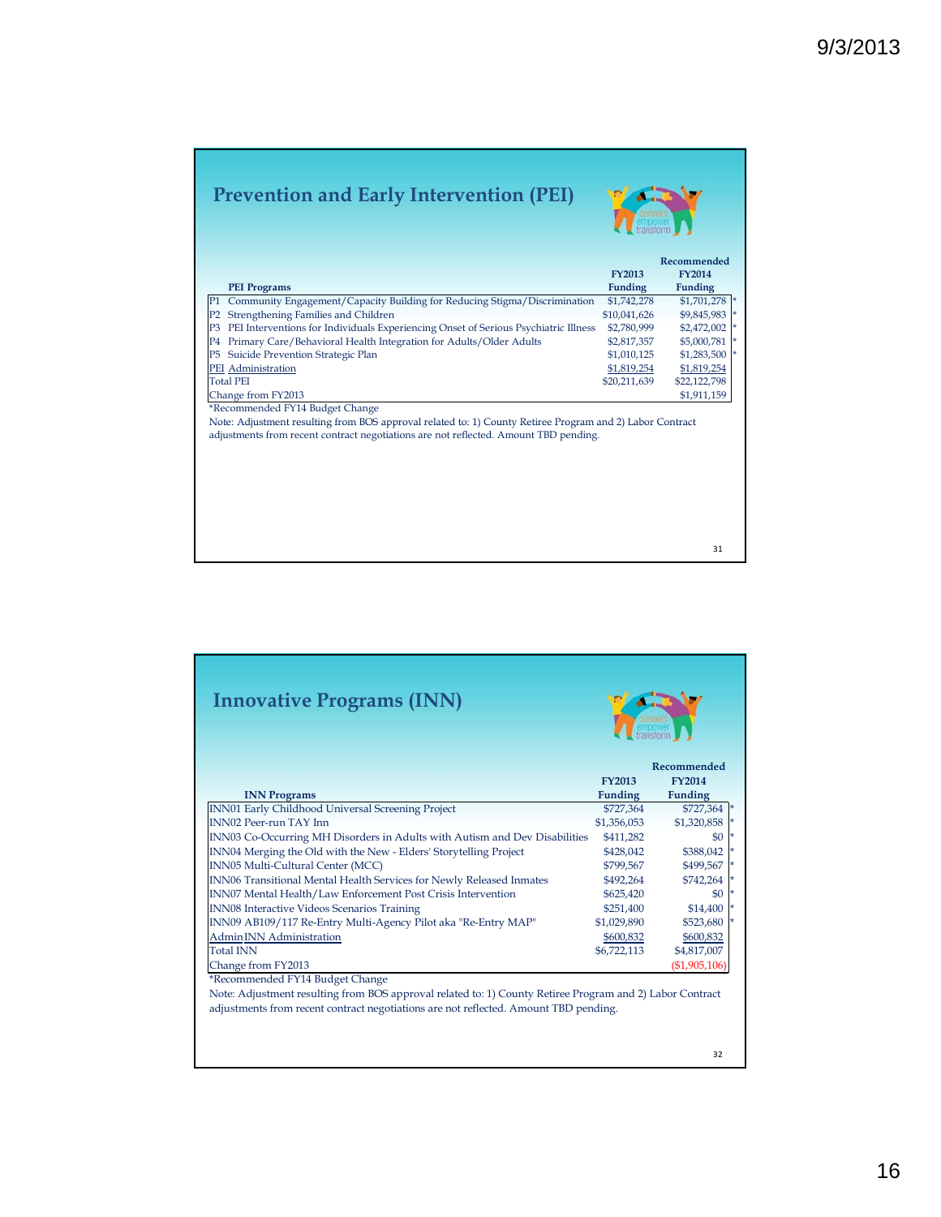## Prevention and Early Intervention (PEI)

| PEI Programs | FY2013 Funding | Recommended FY2014 Funding | |
|---|---|---|---|
| P1 Community Engagement/Capacity Building for Reducing Stigma/Discrimination | $1,742,278 | $1,701,278 | * |
| P2 Strengthening Families and Children | $10,041,626 | $9,845,983 | * |
| P3 PEI Interventions for Individuals Experiencing Onset of Serious Psychiatric Illness | $2,780,999 | $2,472,002 | * |
| P4 Primary Care/Behavioral Health Integration for Adults/Older Adults | $2,817,357 | $5,000,781 | * |
| P5 Suicide Prevention Strategic Plan | $1,010,125 | $1,283,500 | * |
| PEI Administration | $1,819,254 | $1,819,254 | |
| Total PEI | $20,211,639 | $22,122,798 | |
| Change from FY2013 | | $1,911,159 | |

*Recommended FY14 Budget Change

Note: Adjustment resulting from BOS approval related to: 1) County Retiree Program and 2) Labor Contract adjustments from recent contract negotiations are not reflected. Amount TBD pending.

## Innovative Programs (INN)

| INN Programs | FY2013 Funding | Recommended FY2014 Funding | |
|---|---|---|---|
| INN01 Early Childhood Universal Screening Project | $727,364 | $727,364 | * |
| INN02 Peer-run TAY Inn | $1,356,053 | $1,320,858 | * |
| INN03 Co-Occurring MH Disorders in Adults with Autism and Dev Disabilities | $411,282 | $0 | * |
| INN04 Merging the Old with the New - Elders' Storytelling Project | $428,042 | $388,042 | * |
| INN05 Multi-Cultural Center (MCC) | $799,567 | $499,567 | * |
| INN06 Transitional Mental Health Services for Newly Released Inmates | $492,264 | $742,264 | * |
| INN07 Mental Health/Law Enforcement Post Crisis Intervention | $625,420 | $0 | * |
| INN08 Interactive Videos Scenarios Training | $251,400 | $14,400 | * |
| INN09 AB109/117 Re-Entry Multi-Agency Pilot aka "Re-Entry MAP" | $1,029,890 | $523,680 | * |
| Admin INN Administration | $600,832 | $600,832 | |
| Total INN | $6,722,113 | $4,817,007 | |
| Change from FY2013 | | ($1,905,106) | |

*Recommended FY14 Budget Change

Note: Adjustment resulting from BOS approval related to: 1) County Retiree Program and 2) Labor Contract adjustments from recent contract negotiations are not reflected. Amount TBD pending.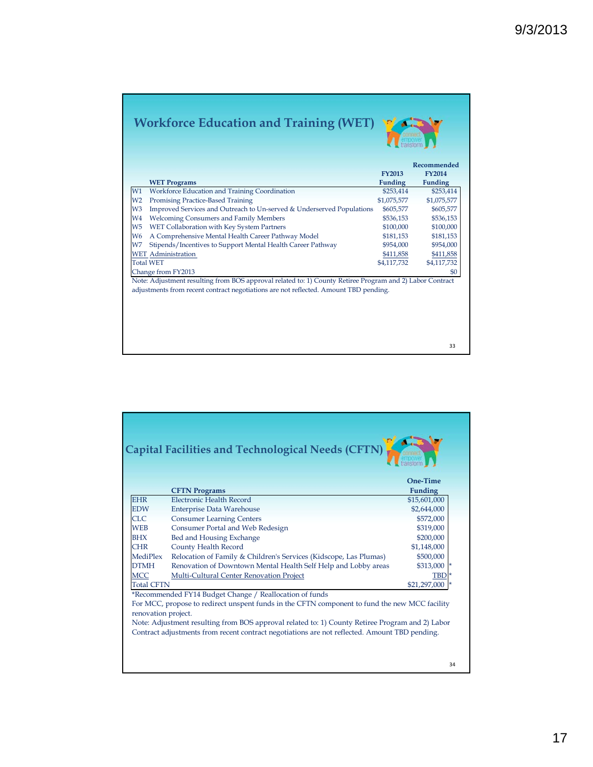## Workforce Education and Training (WET)

| | WET Programs | FY2013 Funding | Recommended FY2014 Funding |
|---|---|---|---|
| W1 | Workforce Education and Training Coordination | $253,414 | $253,414 |
| W2 | Promising Practice-Based Training | $1,075,577 | $1,075,577 |
| W3 | Improved Services and Outreach to Un-served & Underserved Populations | $605,577 | $605,577 |
| W4 | Welcoming Consumers and Family Members | $536,153 | $536,153 |
| W5 | WET Collaboration with Key System Partners | $100,000 | $100,000 |
| W6 | A Comprehensive Mental Health Career Pathway Model | $181,153 | $181,153 |
| W7 | Stipends/Incentives to Support Mental Health Career Pathway | $954,000 | $954,000 |
| WET | Administration | $411,858 | $411,858 |
| Total WET | | $4,117,732 | $4,117,732 |
| Change from FY2013 | | | $0 |

Note: Adjustment resulting from BOS approval related to: 1) County Retiree Program and 2) Labor Contract adjustments from recent contract negotiations are not reflected. Amount TBD pending.

## Capital Facilities and Technological Needs (CFTN)

| | CFTN Programs | One-Time Funding |
|---|---|---|
| EHR | Electronic Health Record | $15,601,000 |
| EDW | Enterprise Data Warehouse | $2,644,000 |
| CLC | Consumer Learning Centers | $572,000 |
| WEB | Consumer Portal and Web Redesign | $319,000 |
| BHX | Bed and Housing Exchange | $200,000 |
| CHR | County Health Record | $1,148,000 |
| MediPlex | Relocation of Family & Children's Services (Kidscope, Las Plumas) | $500,000 |
| DTMH | Renovation of Downtown Mental Health Self Help and Lobby areas | $313,000 * |
| MCC | Multi-Cultural Center Renovation Project | TBD * |
| Total CFTN | | $21,297,000 * |

*Recommended FY14 Budget Change / Reallocation of funds

For MCC, propose to redirect unspent funds in the CFTN component to fund the new MCC facility renovation project.

Note: Adjustment resulting from BOS approval related to: 1) County Retiree Program and 2) Labor Contract adjustments from recent contract negotiations are not reflected. Amount TBD pending.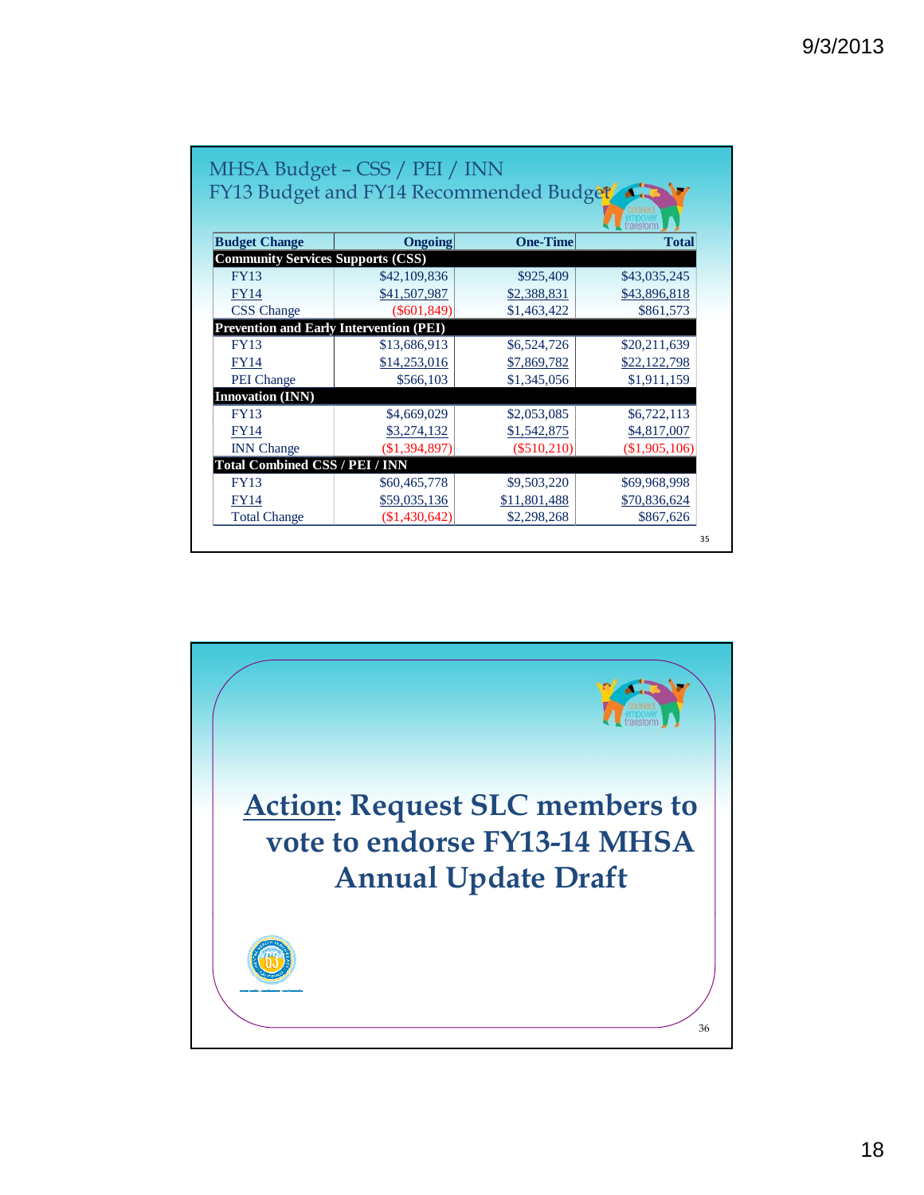## MHSA Budget – CSS / PEI / INN
### FY13 Budget and FY14 Recommended Budget

| Budget Change | Ongoing | One-Time | Total |
|---|---|---|---|
| **Community Services Supports (CSS)** | | | |
| FY13 | $42,109,836 | $925,409 | $43,035,245 |
| FY14 | $41,507,987 | $2,388,831 | $43,896,818 |
| CSS Change | ($601,849) | $1,463,422 | $861,573 |
| **Prevention and Early Intervention (PEI)** | | | |
| FY13 | $13,686,913 | $6,524,726 | $20,211,639 |
| FY14 | $14,253,016 | $7,869,782 | $22,122,798 |
| PEI Change | $566,103 | $1,345,056 | $1,911,159 |
| **Innovation (INN)** | | | |
| FY13 | $4,669,029 | $2,053,085 | $6,722,113 |
| FY14 | $3,274,132 | $1,542,875 | $4,817,007 |
| INN Change | ($1,394,897) | ($510,210) | ($1,905,106) |
| **Total Combined CSS / PEI / INN** | | | |
| FY13 | $60,465,778 | $9,503,220 | $69,968,998 |
| FY14 | $59,035,136 | $11,801,488 | $70,836,624 |
| Total Change | ($1,430,642) | $2,298,268 | $867,626 |

**Action: Request SLC members to vote to endorse FY13-14 MHSA Annual Update Draft**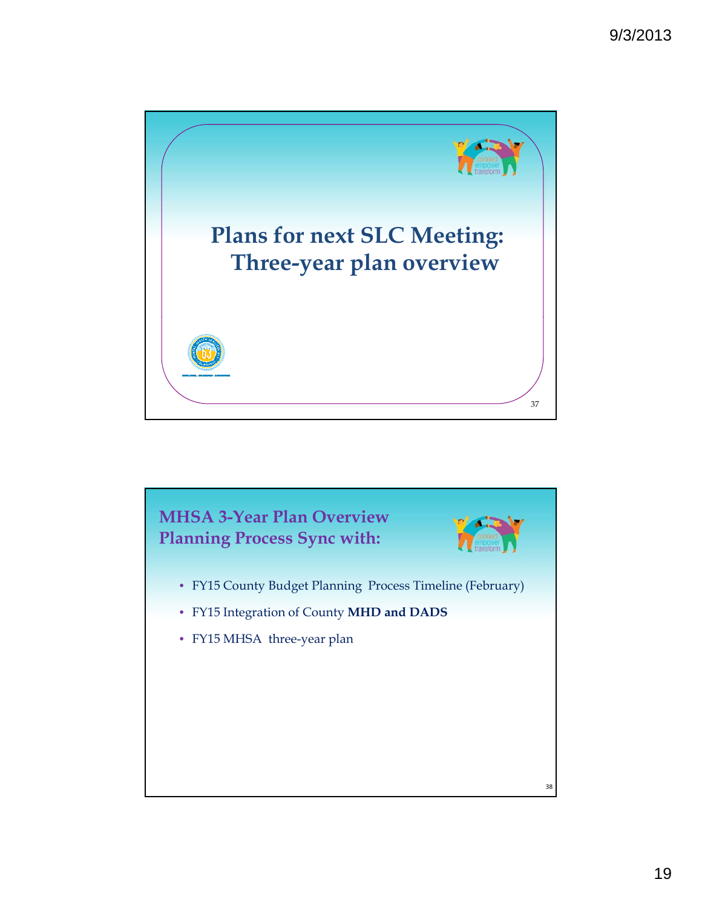# Plans for next SLC Meeting: Three-year plan overview

## MHSA 3-Year Plan Overview Planning Process Sync with:

- FY15 County Budget Planning Process Timeline (February)
- FY15 Integration of County **MHD and DADS**
- FY15 MHSA three-year plan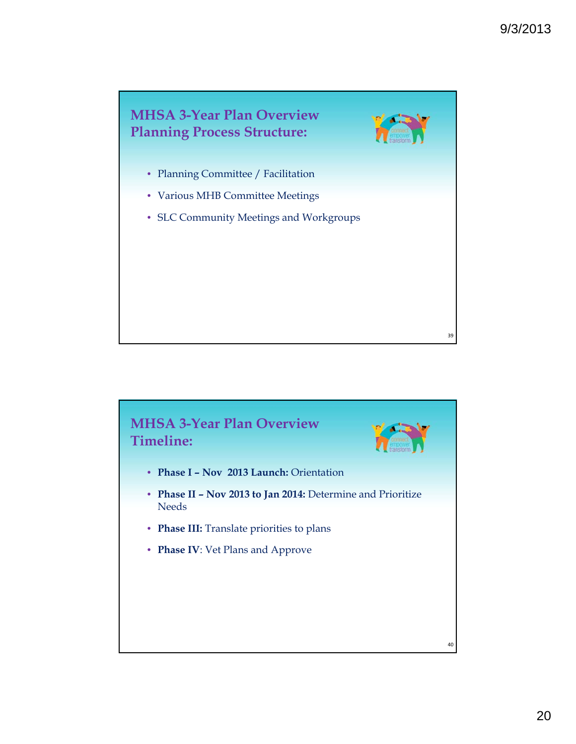## MHSA 3-Year Plan Overview Planning Process Structure:

- Planning Committee / Facilitation
- Various MHB Committee Meetings
- SLC Community Meetings and Workgroups

## MHSA 3-Year Plan Overview Timeline:

- **Phase I – Nov 2013 Launch:** Orientation
- **Phase II – Nov 2013 to Jan 2014:** Determine and Prioritize Needs
- **Phase III:** Translate priorities to plans
- **Phase IV**: Vet Plans and Approve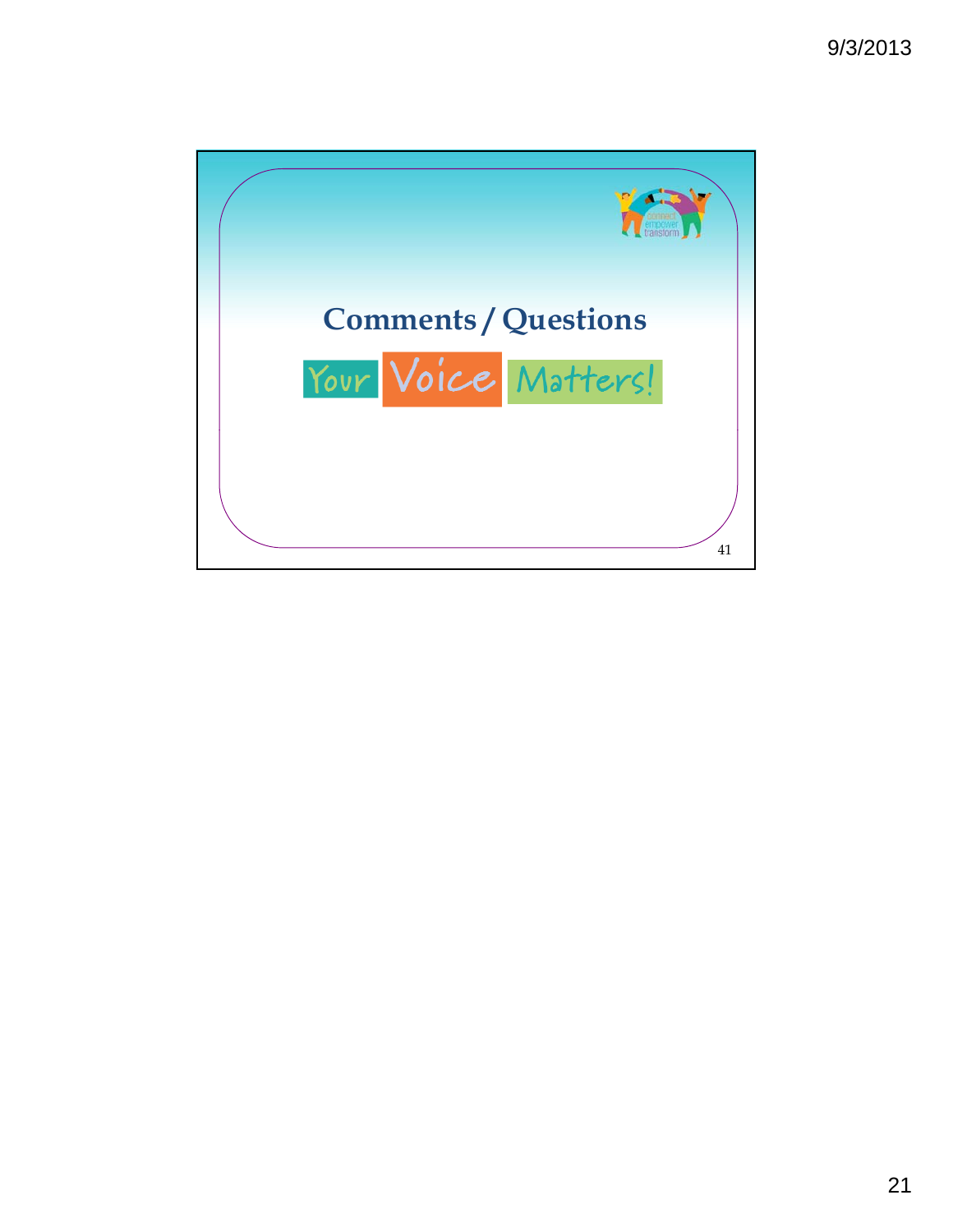# Comments / Questions

Your Voice Matters!